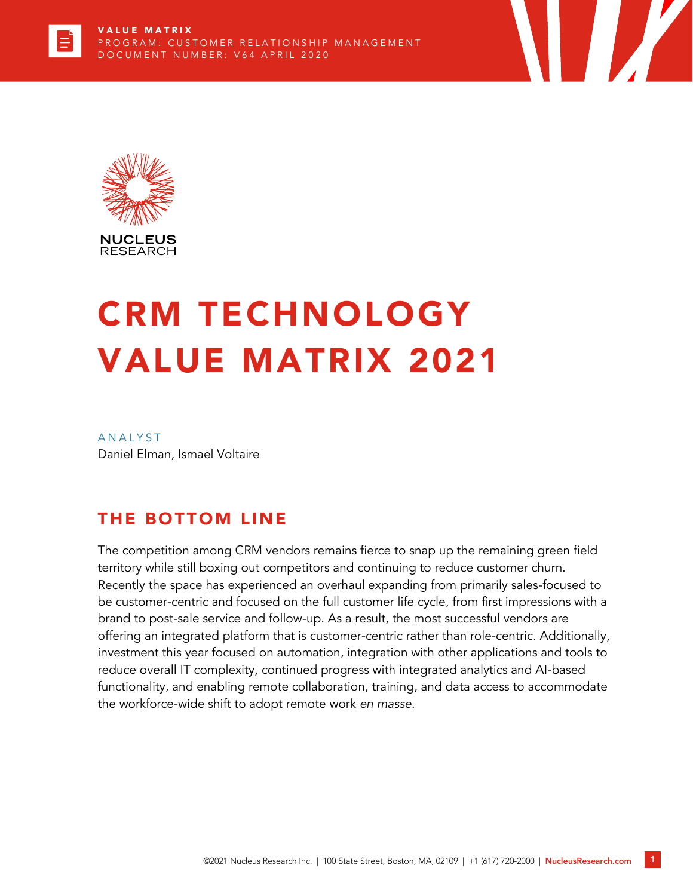VALUE MATRIX
PROGRAM: CUSTOMER RELATIONSHIP MANAGEMENT
DOCUMENT NUMBER: V64 APRIL 2020

NUCLEUS RESEARCH

# CRM TECHNOLOGY VALUE MATRIX 2021

ANALYST
Daniel Elman, Ismael Voltaire

## THE BOTTOM LINE

The competition among CRM vendors remains fierce to snap up the remaining green field territory while still boxing out competitors and continuing to reduce customer churn. Recently the space has experienced an overhaul expanding from primarily sales-focused to be customer-centric and focused on the full customer life cycle, from first impressions with a brand to post-sale service and follow-up. As a result, the most successful vendors are offering an integrated platform that is customer-centric rather than role-centric. Additionally, investment this year focused on automation, integration with other applications and tools to reduce overall IT complexity, continued progress with integrated analytics and AI-based functionality, and enabling remote collaboration, training, and data access to accommodate the workforce-wide shift to adopt remote work *en masse*.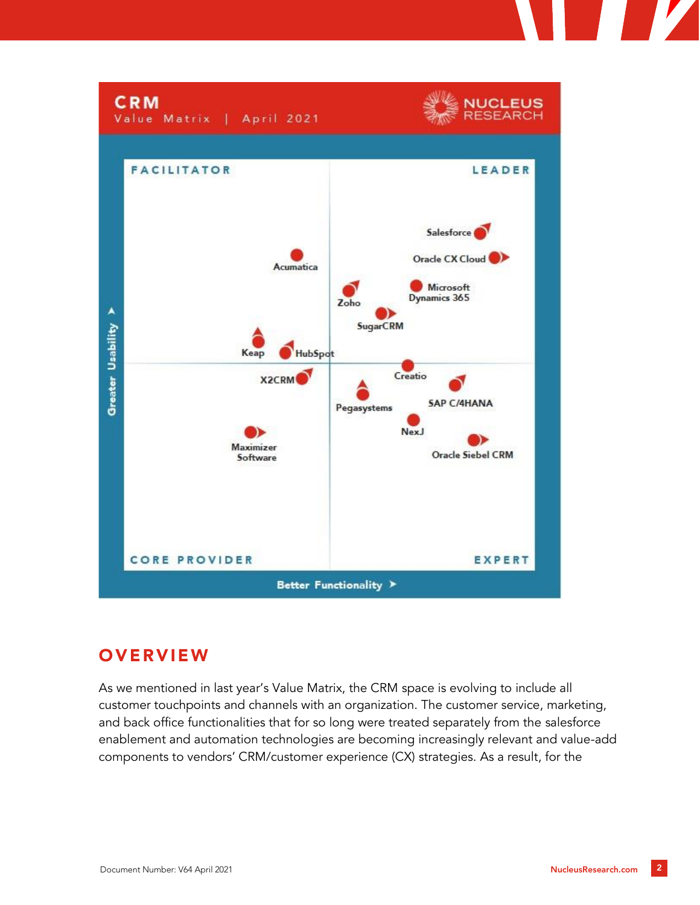CRM
Value Matrix | April 2021

NUCLEUS RESEARCH

FACILITATOR | LEADER

CORE PROVIDER | EXPERT

Greater Usability

Better Functionality

Salesforce, Oracle CX Cloud, Acumatica, Zoho, Microsoft Dynamics 365, SugarCRM, Keap, HubSpot, X2CRM, Creatio, SAP C/4HANA, Pegasystems, NexJ, Maximizer Software, Oracle Siebel CRM

## OVERVIEW

As we mentioned in last year's Value Matrix, the CRM space is evolving to include all customer touchpoints and channels with an organization. The customer service, marketing, and back office functionalities that for so long were treated separately from the salesforce enablement and automation technologies are becoming increasingly relevant and value-add components to vendors' CRM/customer experience (CX) strategies. As a result, for the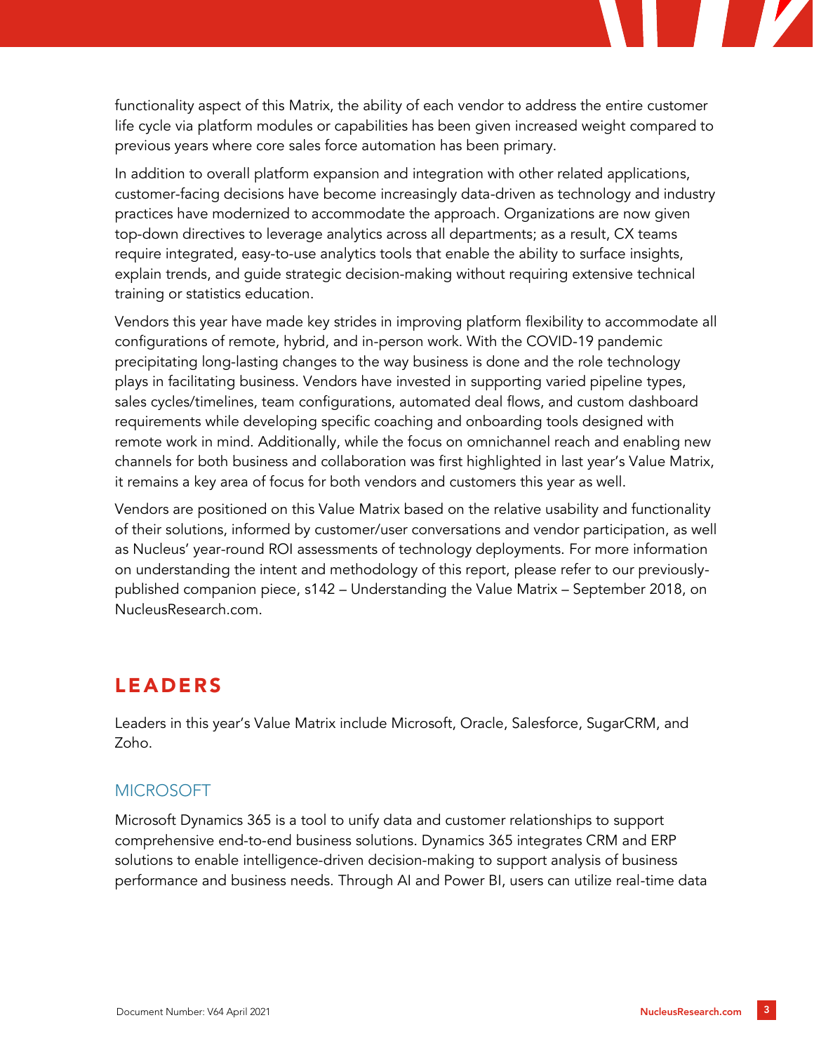functionality aspect of this Matrix, the ability of each vendor to address the entire customer life cycle via platform modules or capabilities has been given increased weight compared to previous years where core sales force automation has been primary.

In addition to overall platform expansion and integration with other related applications, customer-facing decisions have become increasingly data-driven as technology and industry practices have modernized to accommodate the approach. Organizations are now given top-down directives to leverage analytics across all departments; as a result, CX teams require integrated, easy-to-use analytics tools that enable the ability to surface insights, explain trends, and guide strategic decision-making without requiring extensive technical training or statistics education.

Vendors this year have made key strides in improving platform flexibility to accommodate all configurations of remote, hybrid, and in-person work. With the COVID-19 pandemic precipitating long-lasting changes to the way business is done and the role technology plays in facilitating business. Vendors have invested in supporting varied pipeline types, sales cycles/timelines, team configurations, automated deal flows, and custom dashboard requirements while developing specific coaching and onboarding tools designed with remote work in mind. Additionally, while the focus on omnichannel reach and enabling new channels for both business and collaboration was first highlighted in last year's Value Matrix, it remains a key area of focus for both vendors and customers this year as well.

Vendors are positioned on this Value Matrix based on the relative usability and functionality of their solutions, informed by customer/user conversations and vendor participation, as well as Nucleus' year-round ROI assessments of technology deployments. For more information on understanding the intent and methodology of this report, please refer to our previously-published companion piece, s142 – Understanding the Value Matrix – September 2018, on NucleusResearch.com.

## LEADERS

Leaders in this year's Value Matrix include Microsoft, Oracle, Salesforce, SugarCRM, and Zoho.

### MICROSOFT

Microsoft Dynamics 365 is a tool to unify data and customer relationships to support comprehensive end-to-end business solutions. Dynamics 365 integrates CRM and ERP solutions to enable intelligence-driven decision-making to support analysis of business performance and business needs. Through AI and Power BI, users can utilize real-time data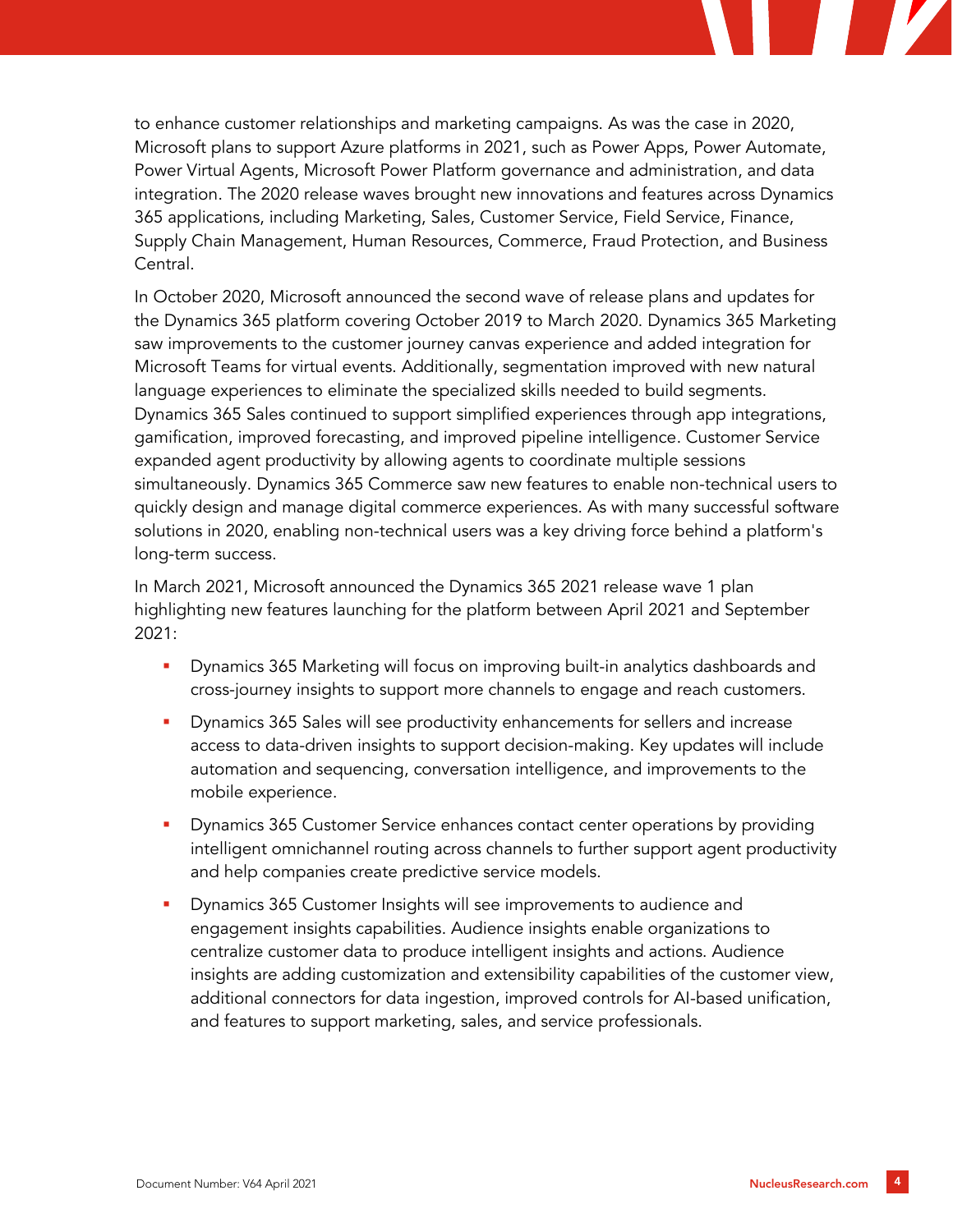to enhance customer relationships and marketing campaigns. As was the case in 2020, Microsoft plans to support Azure platforms in 2021, such as Power Apps, Power Automate, Power Virtual Agents, Microsoft Power Platform governance and administration, and data integration. The 2020 release waves brought new innovations and features across Dynamics 365 applications, including Marketing, Sales, Customer Service, Field Service, Finance, Supply Chain Management, Human Resources, Commerce, Fraud Protection, and Business Central.

In October 2020, Microsoft announced the second wave of release plans and updates for the Dynamics 365 platform covering October 2019 to March 2020. Dynamics 365 Marketing saw improvements to the customer journey canvas experience and added integration for Microsoft Teams for virtual events. Additionally, segmentation improved with new natural language experiences to eliminate the specialized skills needed to build segments. Dynamics 365 Sales continued to support simplified experiences through app integrations, gamification, improved forecasting, and improved pipeline intelligence. Customer Service expanded agent productivity by allowing agents to coordinate multiple sessions simultaneously. Dynamics 365 Commerce saw new features to enable non-technical users to quickly design and manage digital commerce experiences. As with many successful software solutions in 2020, enabling non-technical users was a key driving force behind a platform's long-term success.

In March 2021, Microsoft announced the Dynamics 365 2021 release wave 1 plan highlighting new features launching for the platform between April 2021 and September 2021:

- Dynamics 365 Marketing will focus on improving built-in analytics dashboards and cross-journey insights to support more channels to engage and reach customers.
- Dynamics 365 Sales will see productivity enhancements for sellers and increase access to data-driven insights to support decision-making. Key updates will include automation and sequencing, conversation intelligence, and improvements to the mobile experience.
- Dynamics 365 Customer Service enhances contact center operations by providing intelligent omnichannel routing across channels to further support agent productivity and help companies create predictive service models.
- Dynamics 365 Customer Insights will see improvements to audience and engagement insights capabilities. Audience insights enable organizations to centralize customer data to produce intelligent insights and actions. Audience insights are adding customization and extensibility capabilities of the customer view, additional connectors for data ingestion, improved controls for AI-based unification, and features to support marketing, sales, and service professionals.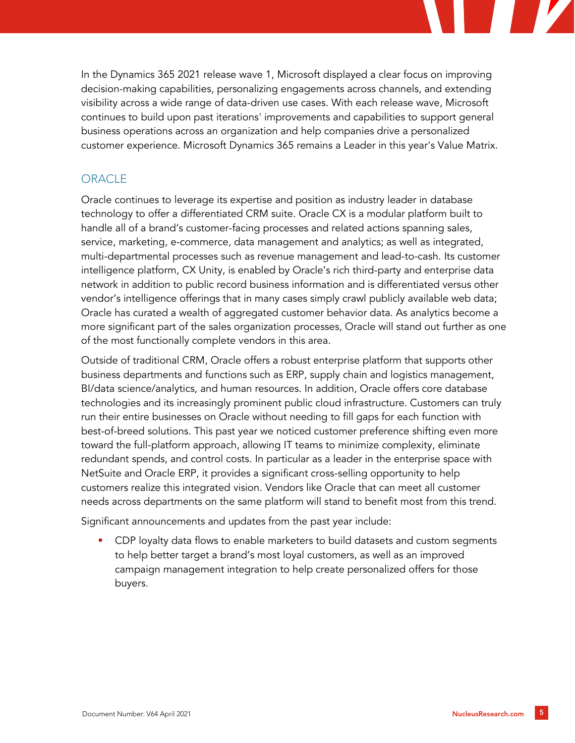In the Dynamics 365 2021 release wave 1, Microsoft displayed a clear focus on improving decision-making capabilities, personalizing engagements across channels, and extending visibility across a wide range of data-driven use cases. With each release wave, Microsoft continues to build upon past iterations' improvements and capabilities to support general business operations across an organization and help companies drive a personalized customer experience. Microsoft Dynamics 365 remains a Leader in this year's Value Matrix.

## ORACLE

Oracle continues to leverage its expertise and position as industry leader in database technology to offer a differentiated CRM suite. Oracle CX is a modular platform built to handle all of a brand's customer-facing processes and related actions spanning sales, service, marketing, e-commerce, data management and analytics; as well as integrated, multi-departmental processes such as revenue management and lead-to-cash. Its customer intelligence platform, CX Unity, is enabled by Oracle's rich third-party and enterprise data network in addition to public record business information and is differentiated versus other vendor's intelligence offerings that in many cases simply crawl publicly available web data; Oracle has curated a wealth of aggregated customer behavior data. As analytics become a more significant part of the sales organization processes, Oracle will stand out further as one of the most functionally complete vendors in this area.

Outside of traditional CRM, Oracle offers a robust enterprise platform that supports other business departments and functions such as ERP, supply chain and logistics management, BI/data science/analytics, and human resources. In addition, Oracle offers core database technologies and its increasingly prominent public cloud infrastructure. Customers can truly run their entire businesses on Oracle without needing to fill gaps for each function with best-of-breed solutions. This past year we noticed customer preference shifting even more toward the full-platform approach, allowing IT teams to minimize complexity, eliminate redundant spends, and control costs. In particular as a leader in the enterprise space with NetSuite and Oracle ERP, it provides a significant cross-selling opportunity to help customers realize this integrated vision. Vendors like Oracle that can meet all customer needs across departments on the same platform will stand to benefit most from this trend.

Significant announcements and updates from the past year include:

- CDP loyalty data flows to enable marketers to build datasets and custom segments to help better target a brand's most loyal customers, as well as an improved campaign management integration to help create personalized offers for those buyers.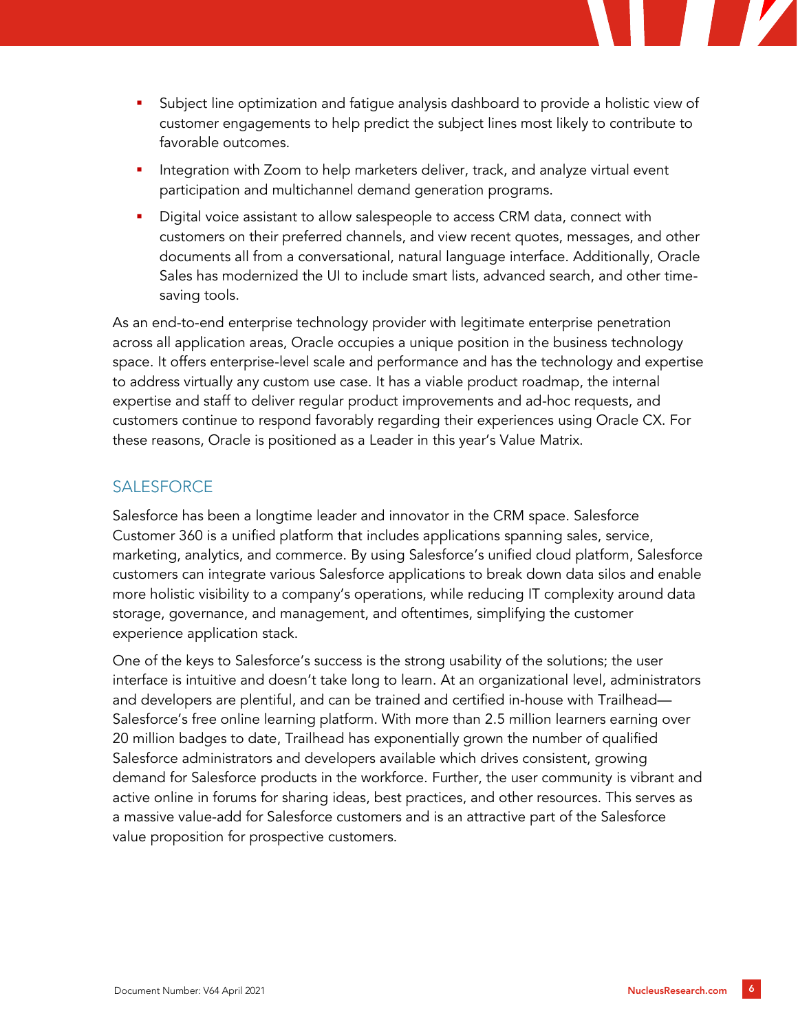- Subject line optimization and fatigue analysis dashboard to provide a holistic view of customer engagements to help predict the subject lines most likely to contribute to favorable outcomes.
- Integration with Zoom to help marketers deliver, track, and analyze virtual event participation and multichannel demand generation programs.
- Digital voice assistant to allow salespeople to access CRM data, connect with customers on their preferred channels, and view recent quotes, messages, and other documents all from a conversational, natural language interface. Additionally, Oracle Sales has modernized the UI to include smart lists, advanced search, and other time-saving tools.

As an end-to-end enterprise technology provider with legitimate enterprise penetration across all application areas, Oracle occupies a unique position in the business technology space. It offers enterprise-level scale and performance and has the technology and expertise to address virtually any custom use case. It has a viable product roadmap, the internal expertise and staff to deliver regular product improvements and ad-hoc requests, and customers continue to respond favorably regarding their experiences using Oracle CX. For these reasons, Oracle is positioned as a Leader in this year's Value Matrix.

## SALESFORCE

Salesforce has been a longtime leader and innovator in the CRM space. Salesforce Customer 360 is a unified platform that includes applications spanning sales, service, marketing, analytics, and commerce. By using Salesforce's unified cloud platform, Salesforce customers can integrate various Salesforce applications to break down data silos and enable more holistic visibility to a company's operations, while reducing IT complexity around data storage, governance, and management, and oftentimes, simplifying the customer experience application stack.

One of the keys to Salesforce's success is the strong usability of the solutions; the user interface is intuitive and doesn't take long to learn. At an organizational level, administrators and developers are plentiful, and can be trained and certified in-house with Trailhead—Salesforce's free online learning platform. With more than 2.5 million learners earning over 20 million badges to date, Trailhead has exponentially grown the number of qualified Salesforce administrators and developers available which drives consistent, growing demand for Salesforce products in the workforce. Further, the user community is vibrant and active online in forums for sharing ideas, best practices, and other resources. This serves as a massive value-add for Salesforce customers and is an attractive part of the Salesforce value proposition for prospective customers.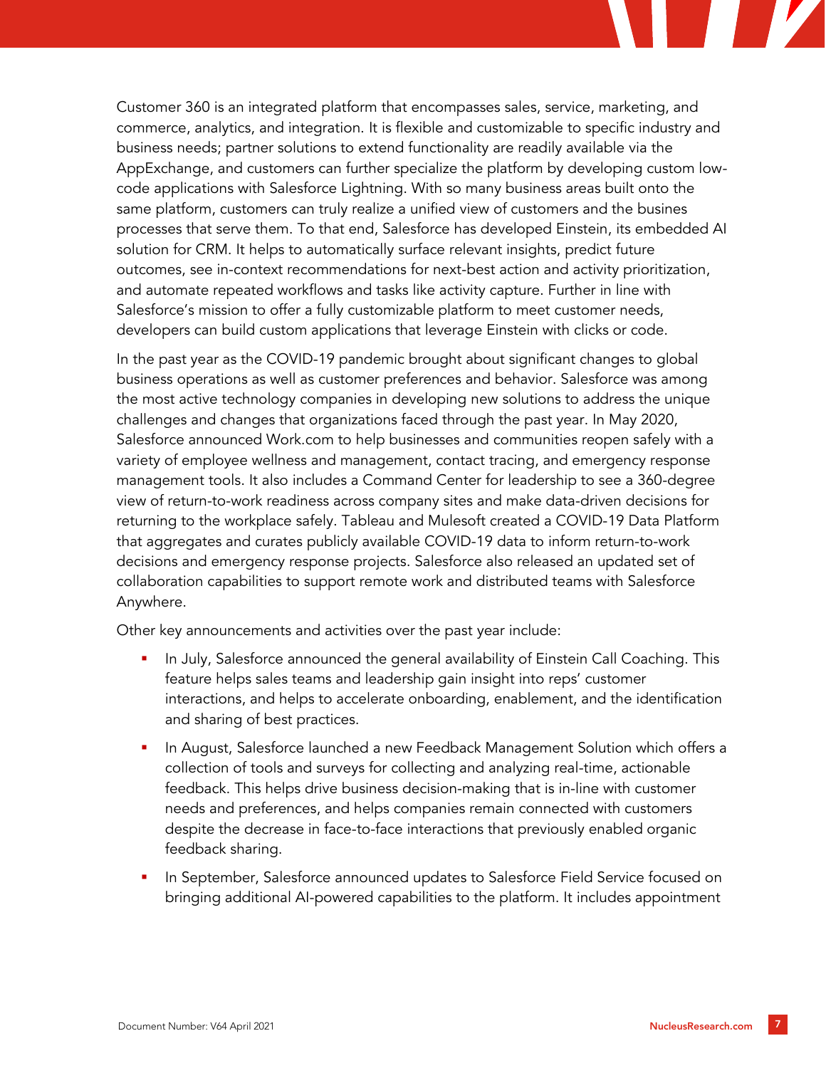Customer 360 is an integrated platform that encompasses sales, service, marketing, and commerce, analytics, and integration. It is flexible and customizable to specific industry and business needs; partner solutions to extend functionality are readily available via the AppExchange, and customers can further specialize the platform by developing custom low-code applications with Salesforce Lightning. With so many business areas built onto the same platform, customers can truly realize a unified view of customers and the busines processes that serve them. To that end, Salesforce has developed Einstein, its embedded AI solution for CRM. It helps to automatically surface relevant insights, predict future outcomes, see in-context recommendations for next-best action and activity prioritization, and automate repeated workflows and tasks like activity capture. Further in line with Salesforce's mission to offer a fully customizable platform to meet customer needs, developers can build custom applications that leverage Einstein with clicks or code.

In the past year as the COVID-19 pandemic brought about significant changes to global business operations as well as customer preferences and behavior. Salesforce was among the most active technology companies in developing new solutions to address the unique challenges and changes that organizations faced through the past year. In May 2020, Salesforce announced Work.com to help businesses and communities reopen safely with a variety of employee wellness and management, contact tracing, and emergency response management tools. It also includes a Command Center for leadership to see a 360-degree view of return-to-work readiness across company sites and make data-driven decisions for returning to the workplace safely. Tableau and Mulesoft created a COVID-19 Data Platform that aggregates and curates publicly available COVID-19 data to inform return-to-work decisions and emergency response projects. Salesforce also released an updated set of collaboration capabilities to support remote work and distributed teams with Salesforce Anywhere.

Other key announcements and activities over the past year include:

- In July, Salesforce announced the general availability of Einstein Call Coaching. This feature helps sales teams and leadership gain insight into reps' customer interactions, and helps to accelerate onboarding, enablement, and the identification and sharing of best practices.
- In August, Salesforce launched a new Feedback Management Solution which offers a collection of tools and surveys for collecting and analyzing real-time, actionable feedback. This helps drive business decision-making that is in-line with customer needs and preferences, and helps companies remain connected with customers despite the decrease in face-to-face interactions that previously enabled organic feedback sharing.
- In September, Salesforce announced updates to Salesforce Field Service focused on bringing additional AI-powered capabilities to the platform. It includes appointment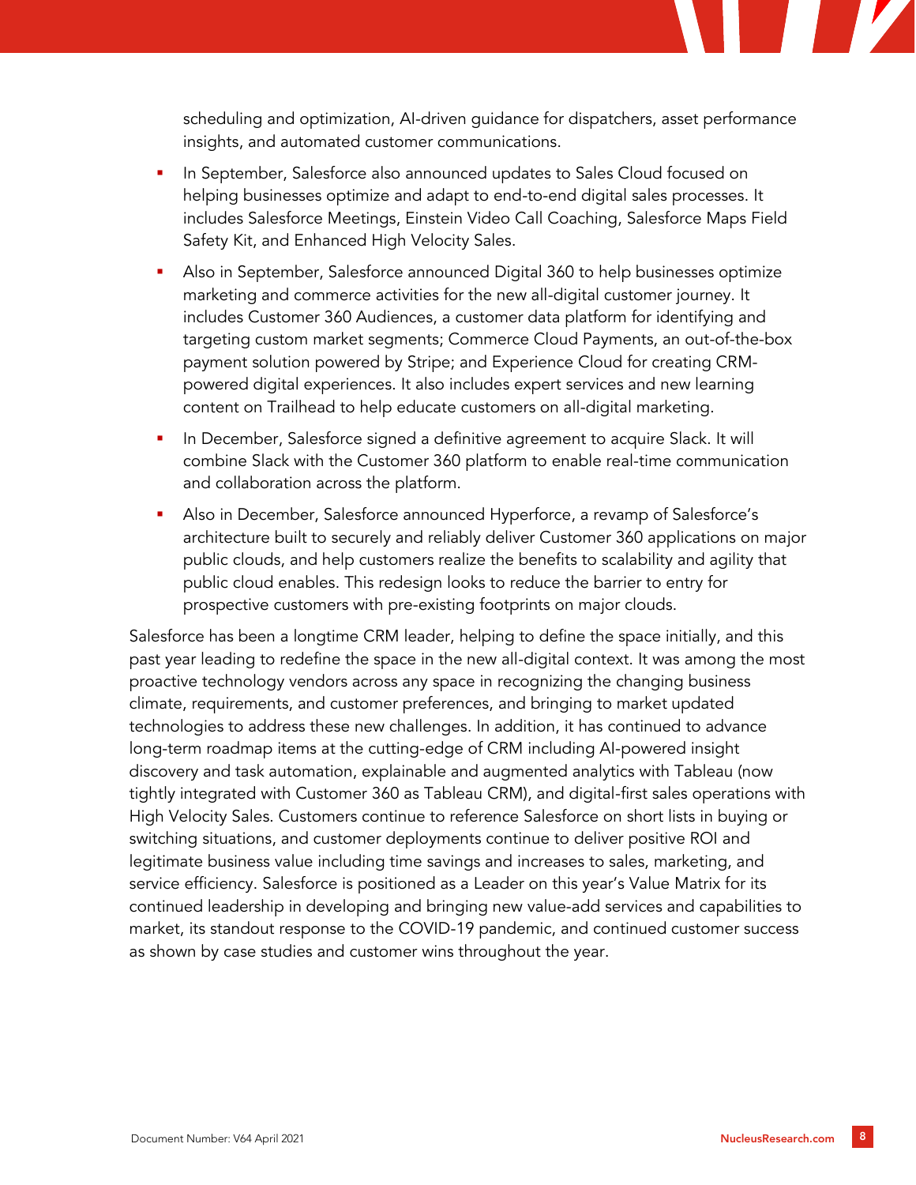scheduling and optimization, AI-driven guidance for dispatchers, asset performance insights, and automated customer communications.

- In September, Salesforce also announced updates to Sales Cloud focused on helping businesses optimize and adapt to end-to-end digital sales processes. It includes Salesforce Meetings, Einstein Video Call Coaching, Salesforce Maps Field Safety Kit, and Enhanced High Velocity Sales.
- Also in September, Salesforce announced Digital 360 to help businesses optimize marketing and commerce activities for the new all-digital customer journey. It includes Customer 360 Audiences, a customer data platform for identifying and targeting custom market segments; Commerce Cloud Payments, an out-of-the-box payment solution powered by Stripe; and Experience Cloud for creating CRM-powered digital experiences. It also includes expert services and new learning content on Trailhead to help educate customers on all-digital marketing.
- In December, Salesforce signed a definitive agreement to acquire Slack. It will combine Slack with the Customer 360 platform to enable real-time communication and collaboration across the platform.
- Also in December, Salesforce announced Hyperforce, a revamp of Salesforce's architecture built to securely and reliably deliver Customer 360 applications on major public clouds, and help customers realize the benefits to scalability and agility that public cloud enables. This redesign looks to reduce the barrier to entry for prospective customers with pre-existing footprints on major clouds.

Salesforce has been a longtime CRM leader, helping to define the space initially, and this past year leading to redefine the space in the new all-digital context. It was among the most proactive technology vendors across any space in recognizing the changing business climate, requirements, and customer preferences, and bringing to market updated technologies to address these new challenges. In addition, it has continued to advance long-term roadmap items at the cutting-edge of CRM including AI-powered insight discovery and task automation, explainable and augmented analytics with Tableau (now tightly integrated with Customer 360 as Tableau CRM), and digital-first sales operations with High Velocity Sales. Customers continue to reference Salesforce on short lists in buying or switching situations, and customer deployments continue to deliver positive ROI and legitimate business value including time savings and increases to sales, marketing, and service efficiency. Salesforce is positioned as a Leader on this year's Value Matrix for its continued leadership in developing and bringing new value-add services and capabilities to market, its standout response to the COVID-19 pandemic, and continued customer success as shown by case studies and customer wins throughout the year.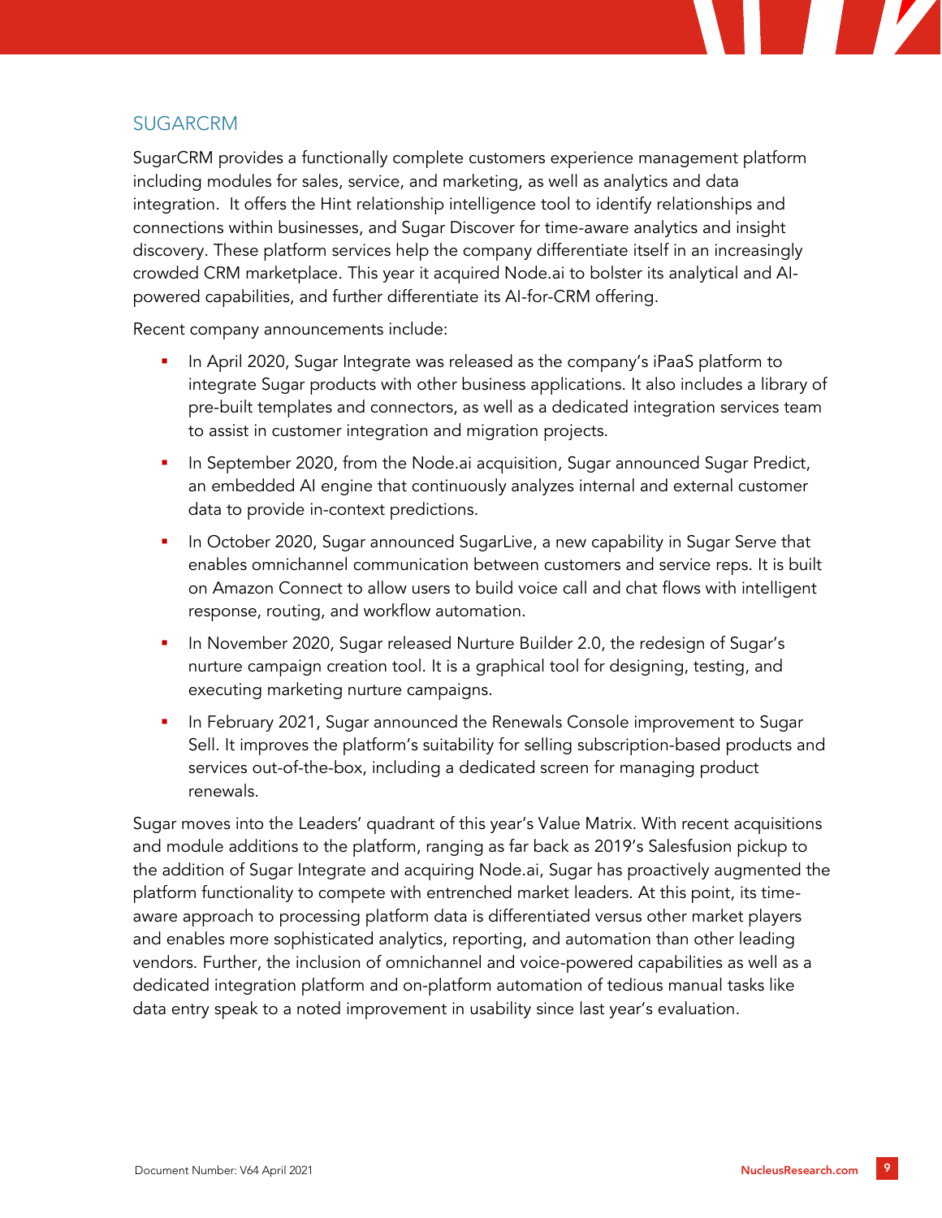## SUGARCRM

SugarCRM provides a functionally complete customers experience management platform including modules for sales, service, and marketing, as well as analytics and data integration. It offers the Hint relationship intelligence tool to identify relationships and connections within businesses, and Sugar Discover for time-aware analytics and insight discovery. These platform services help the company differentiate itself in an increasingly crowded CRM marketplace. This year it acquired Node.ai to bolster its analytical and AI-powered capabilities, and further differentiate its AI-for-CRM offering.

Recent company announcements include:

- In April 2020, Sugar Integrate was released as the company's iPaaS platform to integrate Sugar products with other business applications. It also includes a library of pre-built templates and connectors, as well as a dedicated integration services team to assist in customer integration and migration projects.
- In September 2020, from the Node.ai acquisition, Sugar announced Sugar Predict, an embedded AI engine that continuously analyzes internal and external customer data to provide in-context predictions.
- In October 2020, Sugar announced SugarLive, a new capability in Sugar Serve that enables omnichannel communication between customers and service reps. It is built on Amazon Connect to allow users to build voice call and chat flows with intelligent response, routing, and workflow automation.
- In November 2020, Sugar released Nurture Builder 2.0, the redesign of Sugar's nurture campaign creation tool. It is a graphical tool for designing, testing, and executing marketing nurture campaigns.
- In February 2021, Sugar announced the Renewals Console improvement to Sugar Sell. It improves the platform's suitability for selling subscription-based products and services out-of-the-box, including a dedicated screen for managing product renewals.

Sugar moves into the Leaders' quadrant of this year's Value Matrix. With recent acquisitions and module additions to the platform, ranging as far back as 2019's Salesfusion pickup to the addition of Sugar Integrate and acquiring Node.ai, Sugar has proactively augmented the platform functionality to compete with entrenched market leaders. At this point, its time-aware approach to processing platform data is differentiated versus other market players and enables more sophisticated analytics, reporting, and automation than other leading vendors. Further, the inclusion of omnichannel and voice-powered capabilities as well as a dedicated integration platform and on-platform automation of tedious manual tasks like data entry speak to a noted improvement in usability since last year's evaluation.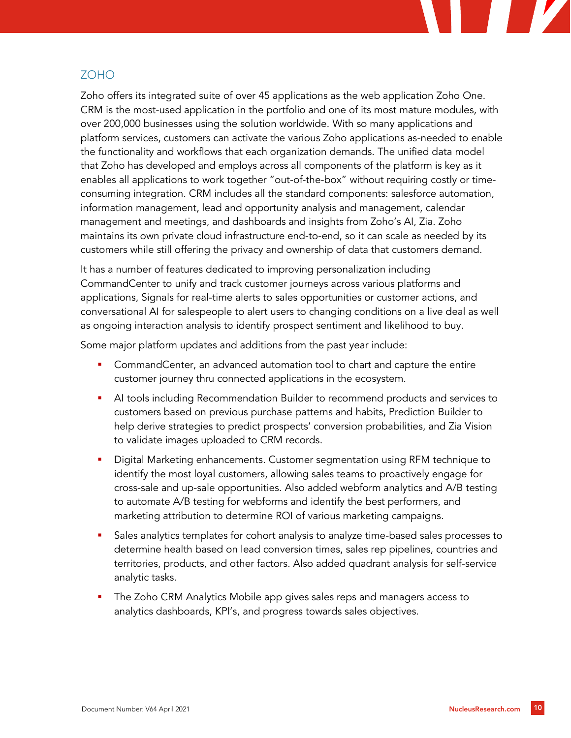## ZOHO

Zoho offers its integrated suite of over 45 applications as the web application Zoho One. CRM is the most-used application in the portfolio and one of its most mature modules, with over 200,000 businesses using the solution worldwide. With so many applications and platform services, customers can activate the various Zoho applications as-needed to enable the functionality and workflows that each organization demands. The unified data model that Zoho has developed and employs across all components of the platform is key as it enables all applications to work together "out-of-the-box" without requiring costly or time-consuming integration. CRM includes all the standard components: salesforce automation, information management, lead and opportunity analysis and management, calendar management and meetings, and dashboards and insights from Zoho's AI, Zia. Zoho maintains its own private cloud infrastructure end-to-end, so it can scale as needed by its customers while still offering the privacy and ownership of data that customers demand.

It has a number of features dedicated to improving personalization including CommandCenter to unify and track customer journeys across various platforms and applications, Signals for real-time alerts to sales opportunities or customer actions, and conversational AI for salespeople to alert users to changing conditions on a live deal as well as ongoing interaction analysis to identify prospect sentiment and likelihood to buy.

Some major platform updates and additions from the past year include:

- CommandCenter, an advanced automation tool to chart and capture the entire customer journey thru connected applications in the ecosystem.
- AI tools including Recommendation Builder to recommend products and services to customers based on previous purchase patterns and habits, Prediction Builder to help derive strategies to predict prospects' conversion probabilities, and Zia Vision to validate images uploaded to CRM records.
- Digital Marketing enhancements. Customer segmentation using RFM technique to identify the most loyal customers, allowing sales teams to proactively engage for cross-sale and up-sale opportunities. Also added webform analytics and A/B testing to automate A/B testing for webforms and identify the best performers, and marketing attribution to determine ROI of various marketing campaigns.
- Sales analytics templates for cohort analysis to analyze time-based sales processes to determine health based on lead conversion times, sales rep pipelines, countries and territories, products, and other factors. Also added quadrant analysis for self-service analytic tasks.
- The Zoho CRM Analytics Mobile app gives sales reps and managers access to analytics dashboards, KPI's, and progress towards sales objectives.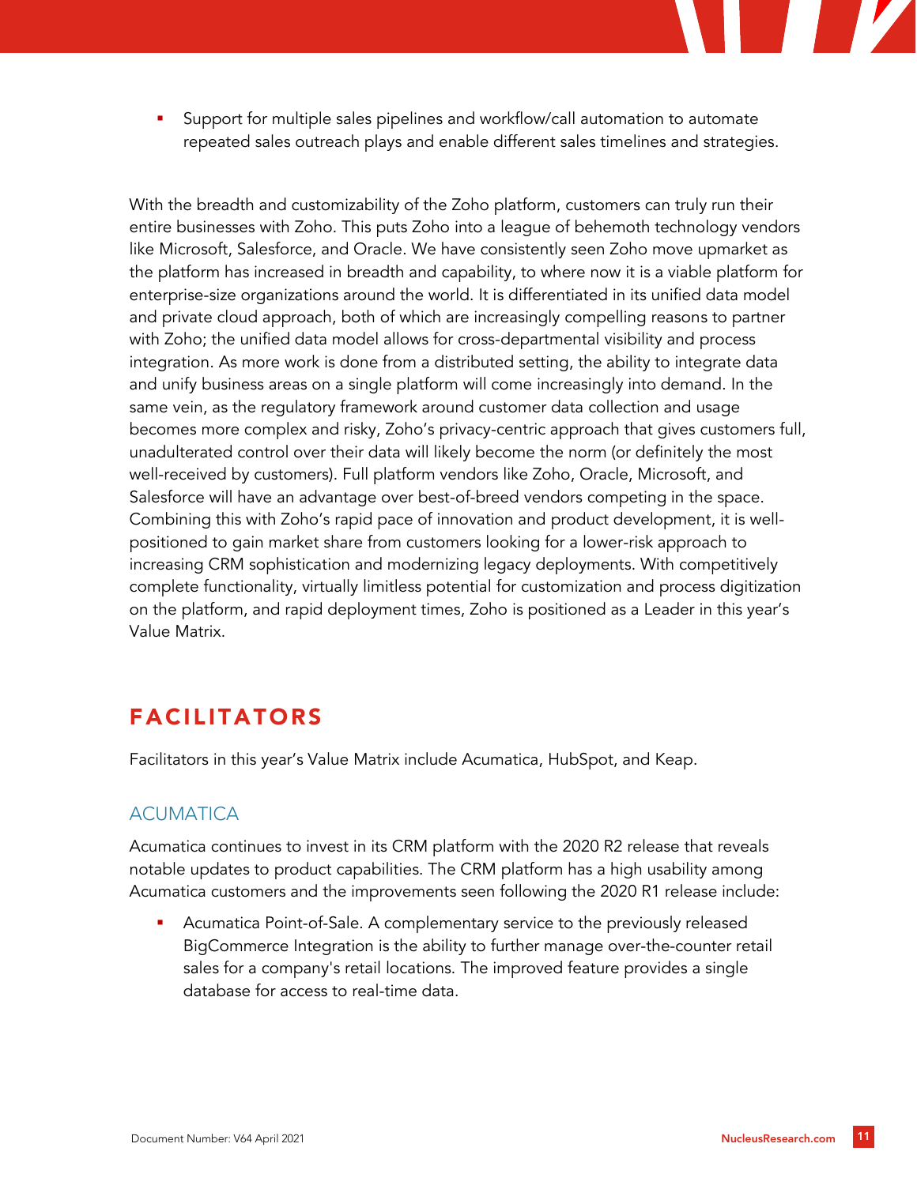- Support for multiple sales pipelines and workflow/call automation to automate repeated sales outreach plays and enable different sales timelines and strategies.

With the breadth and customizability of the Zoho platform, customers can truly run their entire businesses with Zoho. This puts Zoho into a league of behemoth technology vendors like Microsoft, Salesforce, and Oracle. We have consistently seen Zoho move upmarket as the platform has increased in breadth and capability, to where now it is a viable platform for enterprise-size organizations around the world. It is differentiated in its unified data model and private cloud approach, both of which are increasingly compelling reasons to partner with Zoho; the unified data model allows for cross-departmental visibility and process integration. As more work is done from a distributed setting, the ability to integrate data and unify business areas on a single platform will come increasingly into demand. In the same vein, as the regulatory framework around customer data collection and usage becomes more complex and risky, Zoho's privacy-centric approach that gives customers full, unadulterated control over their data will likely become the norm (or definitely the most well-received by customers). Full platform vendors like Zoho, Oracle, Microsoft, and Salesforce will have an advantage over best-of-breed vendors competing in the space. Combining this with Zoho's rapid pace of innovation and product development, it is well-positioned to gain market share from customers looking for a lower-risk approach to increasing CRM sophistication and modernizing legacy deployments. With competitively complete functionality, virtually limitless potential for customization and process digitization on the platform, and rapid deployment times, Zoho is positioned as a Leader in this year's Value Matrix.

## FACILITATORS

Facilitators in this year's Value Matrix include Acumatica, HubSpot, and Keap.

### ACUMATICA

Acumatica continues to invest in its CRM platform with the 2020 R2 release that reveals notable updates to product capabilities. The CRM platform has a high usability among Acumatica customers and the improvements seen following the 2020 R1 release include:

- Acumatica Point-of-Sale. A complementary service to the previously released BigCommerce Integration is the ability to further manage over-the-counter retail sales for a company's retail locations. The improved feature provides a single database for access to real-time data.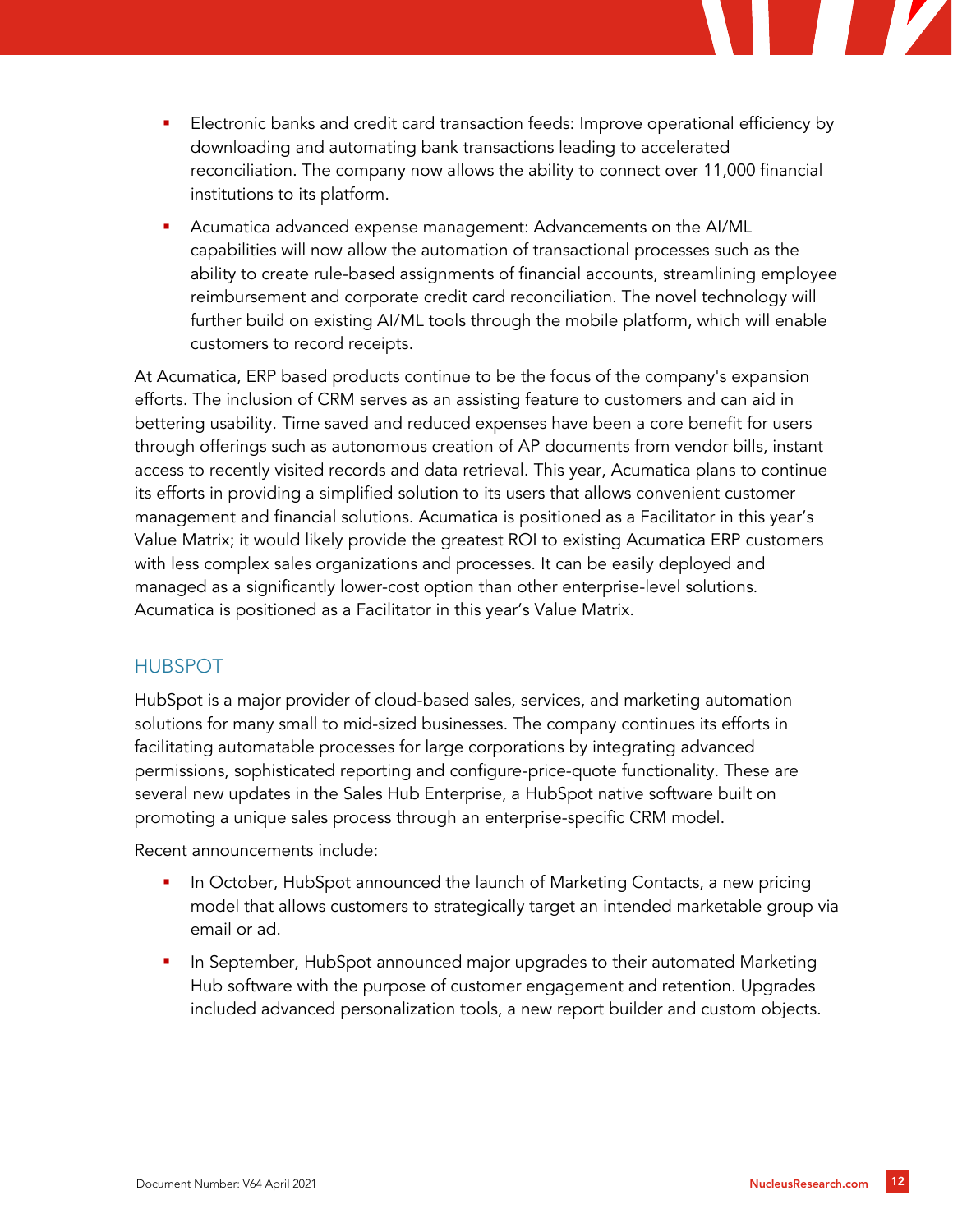- Electronic banks and credit card transaction feeds: Improve operational efficiency by downloading and automating bank transactions leading to accelerated reconciliation. The company now allows the ability to connect over 11,000 financial institutions to its platform.
- Acumatica advanced expense management: Advancements on the AI/ML capabilities will now allow the automation of transactional processes such as the ability to create rule-based assignments of financial accounts, streamlining employee reimbursement and corporate credit card reconciliation. The novel technology will further build on existing AI/ML tools through the mobile platform, which will enable customers to record receipts.

At Acumatica, ERP based products continue to be the focus of the company's expansion efforts. The inclusion of CRM serves as an assisting feature to customers and can aid in bettering usability. Time saved and reduced expenses have been a core benefit for users through offerings such as autonomous creation of AP documents from vendor bills, instant access to recently visited records and data retrieval. This year, Acumatica plans to continue its efforts in providing a simplified solution to its users that allows convenient customer management and financial solutions. Acumatica is positioned as a Facilitator in this year's Value Matrix; it would likely provide the greatest ROI to existing Acumatica ERP customers with less complex sales organizations and processes. It can be easily deployed and managed as a significantly lower-cost option than other enterprise-level solutions. Acumatica is positioned as a Facilitator in this year's Value Matrix.

## HUBSPOT

HubSpot is a major provider of cloud-based sales, services, and marketing automation solutions for many small to mid-sized businesses. The company continues its efforts in facilitating automatable processes for large corporations by integrating advanced permissions, sophisticated reporting and configure-price-quote functionality. These are several new updates in the Sales Hub Enterprise, a HubSpot native software built on promoting a unique sales process through an enterprise-specific CRM model.

Recent announcements include:

- In October, HubSpot announced the launch of Marketing Contacts, a new pricing model that allows customers to strategically target an intended marketable group via email or ad.
- In September, HubSpot announced major upgrades to their automated Marketing Hub software with the purpose of customer engagement and retention. Upgrades included advanced personalization tools, a new report builder and custom objects.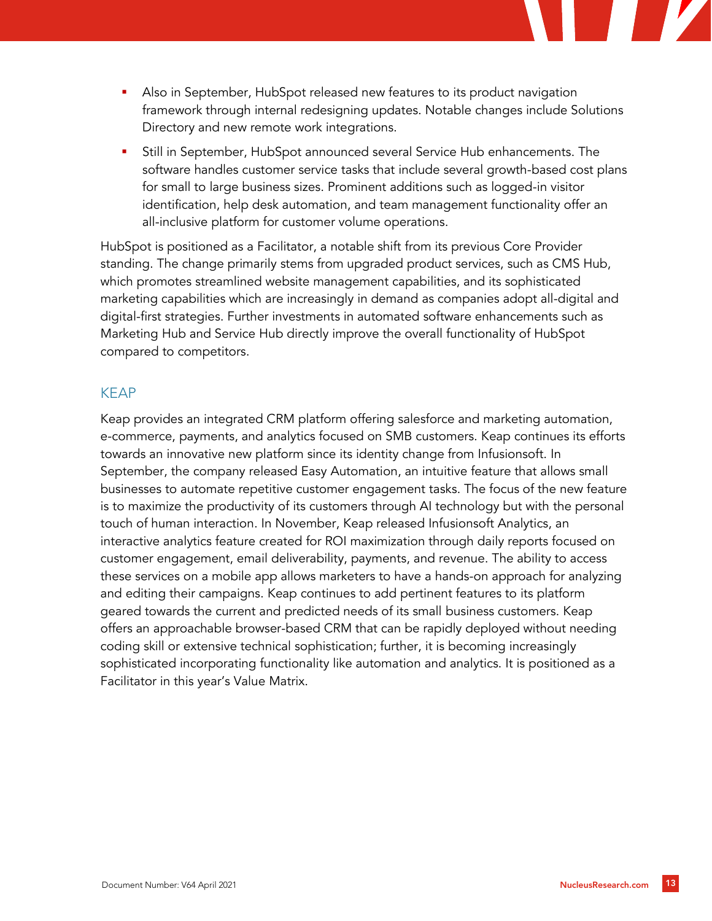- Also in September, HubSpot released new features to its product navigation framework through internal redesigning updates. Notable changes include Solutions Directory and new remote work integrations.
- Still in September, HubSpot announced several Service Hub enhancements. The software handles customer service tasks that include several growth-based cost plans for small to large business sizes. Prominent additions such as logged-in visitor identification, help desk automation, and team management functionality offer an all-inclusive platform for customer volume operations.

HubSpot is positioned as a Facilitator, a notable shift from its previous Core Provider standing. The change primarily stems from upgraded product services, such as CMS Hub, which promotes streamlined website management capabilities, and its sophisticated marketing capabilities which are increasingly in demand as companies adopt all-digital and digital-first strategies. Further investments in automated software enhancements such as Marketing Hub and Service Hub directly improve the overall functionality of HubSpot compared to competitors.

## KEAP

Keap provides an integrated CRM platform offering salesforce and marketing automation, e-commerce, payments, and analytics focused on SMB customers. Keap continues its efforts towards an innovative new platform since its identity change from Infusionsoft. In September, the company released Easy Automation, an intuitive feature that allows small businesses to automate repetitive customer engagement tasks. The focus of the new feature is to maximize the productivity of its customers through AI technology but with the personal touch of human interaction. In November, Keap released Infusionsoft Analytics, an interactive analytics feature created for ROI maximization through daily reports focused on customer engagement, email deliverability, payments, and revenue. The ability to access these services on a mobile app allows marketers to have a hands-on approach for analyzing and editing their campaigns. Keap continues to add pertinent features to its platform geared towards the current and predicted needs of its small business customers. Keap offers an approachable browser-based CRM that can be rapidly deployed without needing coding skill or extensive technical sophistication; further, it is becoming increasingly sophisticated incorporating functionality like automation and analytics. It is positioned as a Facilitator in this year's Value Matrix.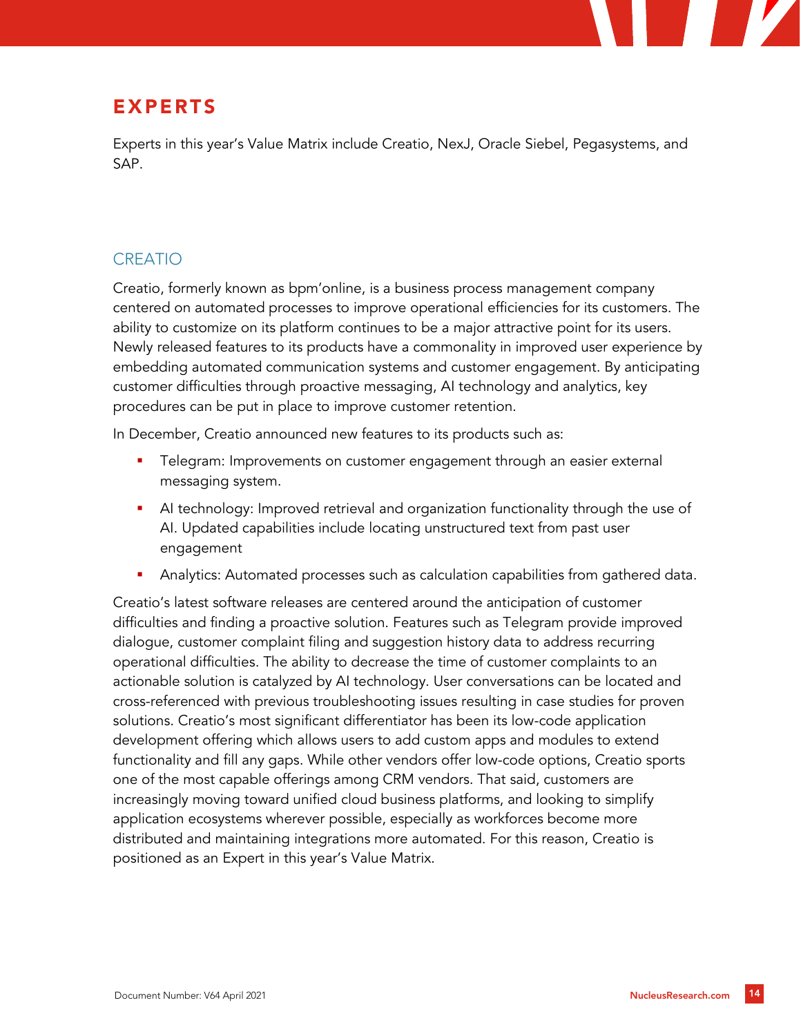## EXPERTS

Experts in this year's Value Matrix include Creatio, NexJ, Oracle Siebel, Pegasystems, and SAP.

### CREATIO

Creatio, formerly known as bpm'online, is a business process management company centered on automated processes to improve operational efficiencies for its customers. The ability to customize on its platform continues to be a major attractive point for its users. Newly released features to its products have a commonality in improved user experience by embedding automated communication systems and customer engagement. By anticipating customer difficulties through proactive messaging, AI technology and analytics, key procedures can be put in place to improve customer retention.

In December, Creatio announced new features to its products such as:

- Telegram: Improvements on customer engagement through an easier external messaging system.
- AI technology: Improved retrieval and organization functionality through the use of AI. Updated capabilities include locating unstructured text from past user engagement
- Analytics: Automated processes such as calculation capabilities from gathered data.

Creatio's latest software releases are centered around the anticipation of customer difficulties and finding a proactive solution. Features such as Telegram provide improved dialogue, customer complaint filing and suggestion history data to address recurring operational difficulties. The ability to decrease the time of customer complaints to an actionable solution is catalyzed by AI technology. User conversations can be located and cross-referenced with previous troubleshooting issues resulting in case studies for proven solutions. Creatio's most significant differentiator has been its low-code application development offering which allows users to add custom apps and modules to extend functionality and fill any gaps. While other vendors offer low-code options, Creatio sports one of the most capable offerings among CRM vendors. That said, customers are increasingly moving toward unified cloud business platforms, and looking to simplify application ecosystems wherever possible, especially as workforces become more distributed and maintaining integrations more automated. For this reason, Creatio is positioned as an Expert in this year's Value Matrix.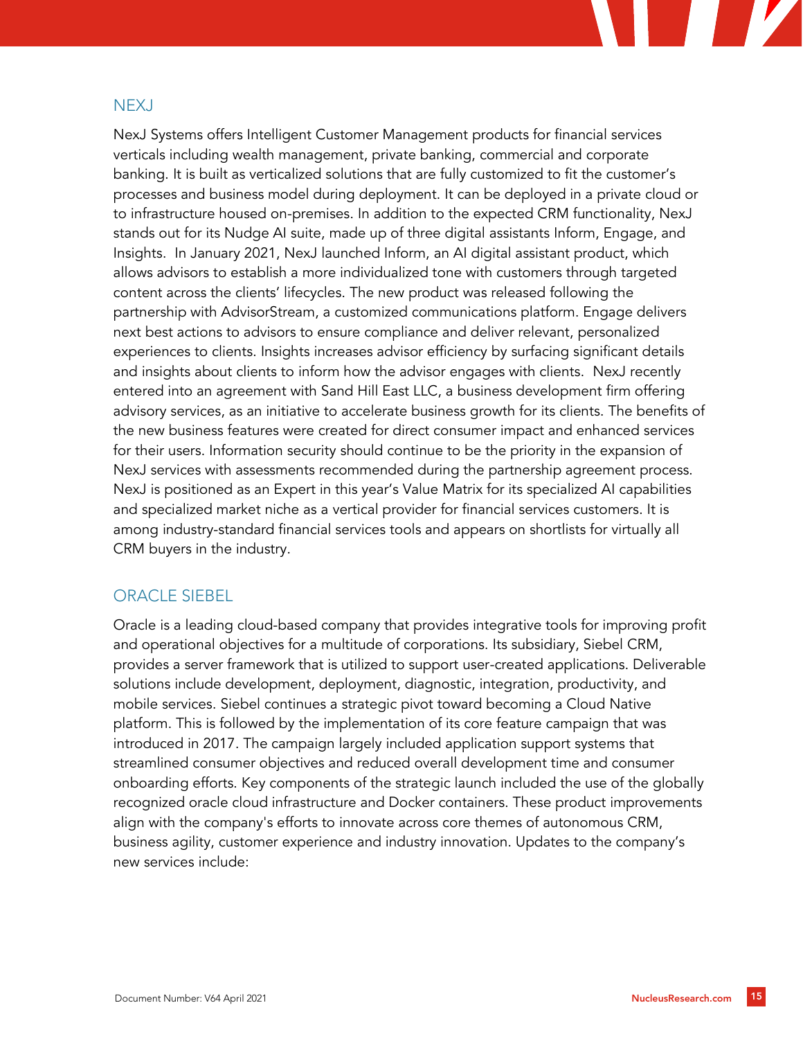## NEXJ

NexJ Systems offers Intelligent Customer Management products for financial services verticals including wealth management, private banking, commercial and corporate banking. It is built as verticalized solutions that are fully customized to fit the customer's processes and business model during deployment. It can be deployed in a private cloud or to infrastructure housed on-premises. In addition to the expected CRM functionality, NexJ stands out for its Nudge AI suite, made up of three digital assistants Inform, Engage, and Insights. In January 2021, NexJ launched Inform, an AI digital assistant product, which allows advisors to establish a more individualized tone with customers through targeted content across the clients' lifecycles. The new product was released following the partnership with AdvisorStream, a customized communications platform. Engage delivers next best actions to advisors to ensure compliance and deliver relevant, personalized experiences to clients. Insights increases advisor efficiency by surfacing significant details and insights about clients to inform how the advisor engages with clients. NexJ recently entered into an agreement with Sand Hill East LLC, a business development firm offering advisory services, as an initiative to accelerate business growth for its clients. The benefits of the new business features were created for direct consumer impact and enhanced services for their users. Information security should continue to be the priority in the expansion of NexJ services with assessments recommended during the partnership agreement process. NexJ is positioned as an Expert in this year's Value Matrix for its specialized AI capabilities and specialized market niche as a vertical provider for financial services customers. It is among industry-standard financial services tools and appears on shortlists for virtually all CRM buyers in the industry.

## ORACLE SIEBEL

Oracle is a leading cloud-based company that provides integrative tools for improving profit and operational objectives for a multitude of corporations. Its subsidiary, Siebel CRM, provides a server framework that is utilized to support user-created applications. Deliverable solutions include development, deployment, diagnostic, integration, productivity, and mobile services. Siebel continues a strategic pivot toward becoming a Cloud Native platform. This is followed by the implementation of its core feature campaign that was introduced in 2017. The campaign largely included application support systems that streamlined consumer objectives and reduced overall development time and consumer onboarding efforts. Key components of the strategic launch included the use of the globally recognized oracle cloud infrastructure and Docker containers. These product improvements align with the company's efforts to innovate across core themes of autonomous CRM, business agility, customer experience and industry innovation. Updates to the company's new services include: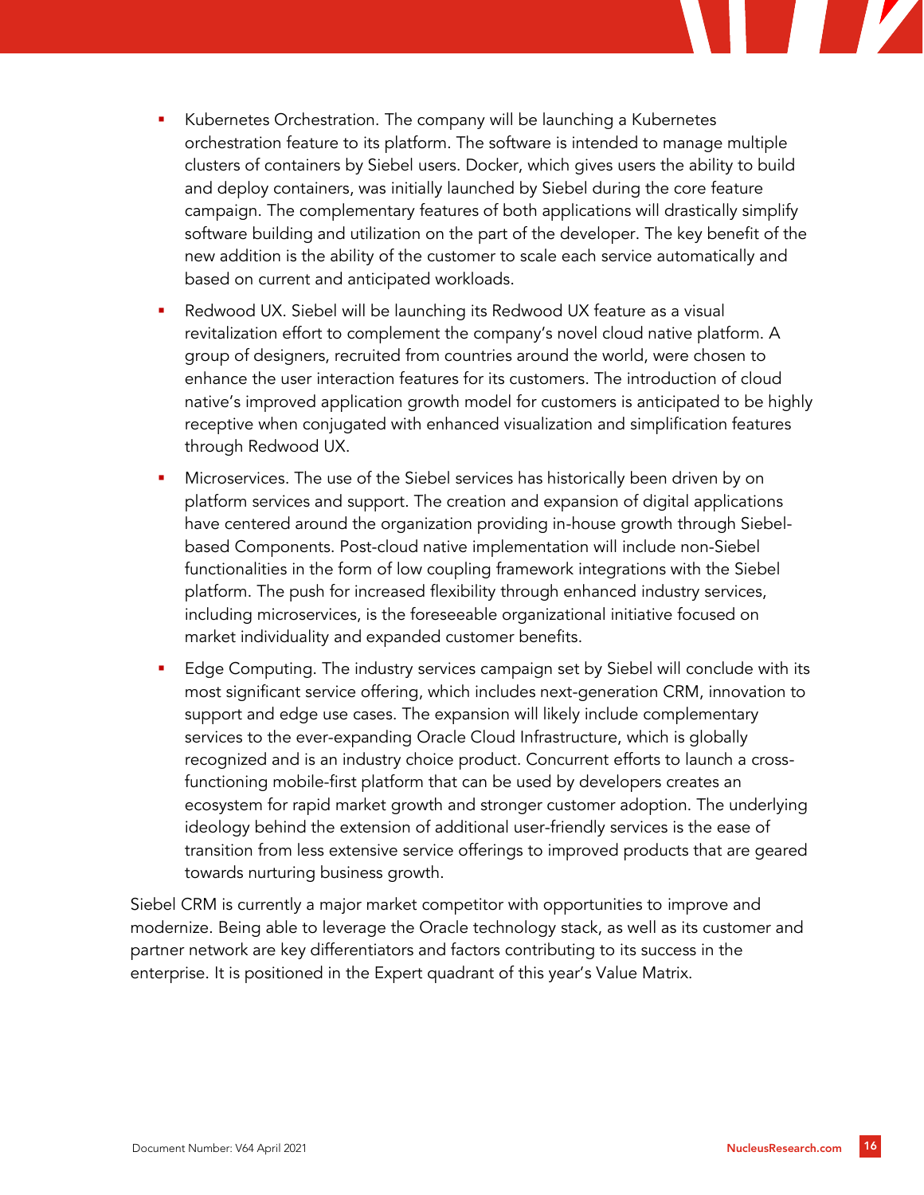- Kubernetes Orchestration. The company will be launching a Kubernetes orchestration feature to its platform. The software is intended to manage multiple clusters of containers by Siebel users. Docker, which gives users the ability to build and deploy containers, was initially launched by Siebel during the core feature campaign. The complementary features of both applications will drastically simplify software building and utilization on the part of the developer. The key benefit of the new addition is the ability of the customer to scale each service automatically and based on current and anticipated workloads.
- Redwood UX. Siebel will be launching its Redwood UX feature as a visual revitalization effort to complement the company's novel cloud native platform. A group of designers, recruited from countries around the world, were chosen to enhance the user interaction features for its customers. The introduction of cloud native's improved application growth model for customers is anticipated to be highly receptive when conjugated with enhanced visualization and simplification features through Redwood UX.
- Microservices. The use of the Siebel services has historically been driven by on platform services and support. The creation and expansion of digital applications have centered around the organization providing in-house growth through Siebel-based Components. Post-cloud native implementation will include non-Siebel functionalities in the form of low coupling framework integrations with the Siebel platform. The push for increased flexibility through enhanced industry services, including microservices, is the foreseeable organizational initiative focused on market individuality and expanded customer benefits.
- Edge Computing. The industry services campaign set by Siebel will conclude with its most significant service offering, which includes next-generation CRM, innovation to support and edge use cases. The expansion will likely include complementary services to the ever-expanding Oracle Cloud Infrastructure, which is globally recognized and is an industry choice product. Concurrent efforts to launch a cross-functioning mobile-first platform that can be used by developers creates an ecosystem for rapid market growth and stronger customer adoption. The underlying ideology behind the extension of additional user-friendly services is the ease of transition from less extensive service offerings to improved products that are geared towards nurturing business growth.

Siebel CRM is currently a major market competitor with opportunities to improve and modernize. Being able to leverage the Oracle technology stack, as well as its customer and partner network are key differentiators and factors contributing to its success in the enterprise. It is positioned in the Expert quadrant of this year's Value Matrix.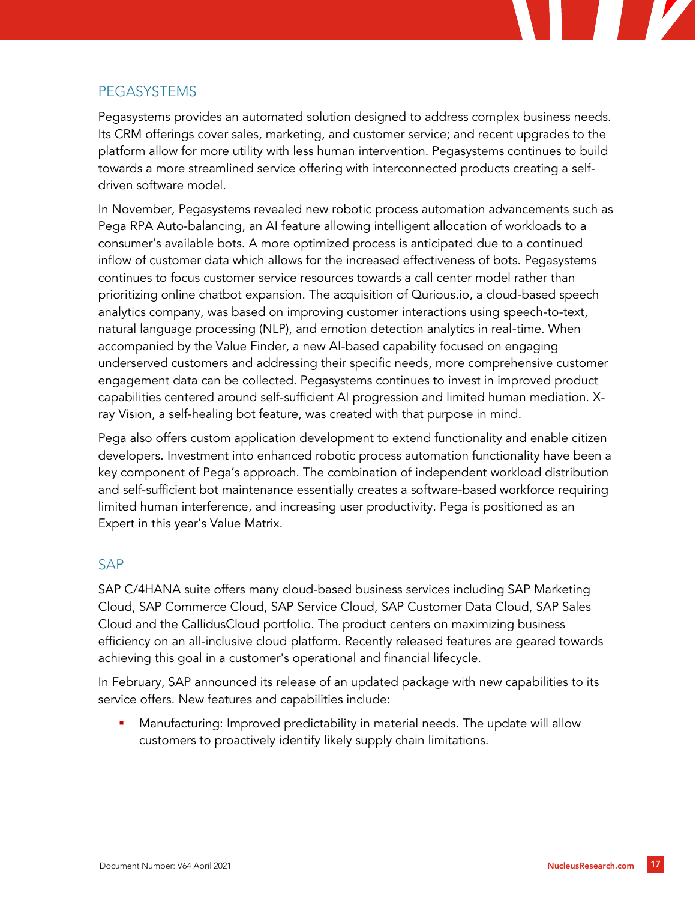## PEGASYSTEMS

Pegasystems provides an automated solution designed to address complex business needs. Its CRM offerings cover sales, marketing, and customer service; and recent upgrades to the platform allow for more utility with less human intervention. Pegasystems continues to build towards a more streamlined service offering with interconnected products creating a self-driven software model.

In November, Pegasystems revealed new robotic process automation advancements such as Pega RPA Auto-balancing, an AI feature allowing intelligent allocation of workloads to a consumer's available bots. A more optimized process is anticipated due to a continued inflow of customer data which allows for the increased effectiveness of bots. Pegasystems continues to focus customer service resources towards a call center model rather than prioritizing online chatbot expansion. The acquisition of Qurious.io, a cloud-based speech analytics company, was based on improving customer interactions using speech-to-text, natural language processing (NLP), and emotion detection analytics in real-time. When accompanied by the Value Finder, a new AI-based capability focused on engaging underserved customers and addressing their specific needs, more comprehensive customer engagement data can be collected. Pegasystems continues to invest in improved product capabilities centered around self-sufficient AI progression and limited human mediation. X-ray Vision, a self-healing bot feature, was created with that purpose in mind.

Pega also offers custom application development to extend functionality and enable citizen developers. Investment into enhanced robotic process automation functionality have been a key component of Pega's approach. The combination of independent workload distribution and self-sufficient bot maintenance essentially creates a software-based workforce requiring limited human interference, and increasing user productivity. Pega is positioned as an Expert in this year's Value Matrix.

## SAP

SAP C/4HANA suite offers many cloud-based business services including SAP Marketing Cloud, SAP Commerce Cloud, SAP Service Cloud, SAP Customer Data Cloud, SAP Sales Cloud and the CallidusCloud portfolio. The product centers on maximizing business efficiency on an all-inclusive cloud platform. Recently released features are geared towards achieving this goal in a customer's operational and financial lifecycle.

In February, SAP announced its release of an updated package with new capabilities to its service offers. New features and capabilities include:

- Manufacturing: Improved predictability in material needs. The update will allow customers to proactively identify likely supply chain limitations.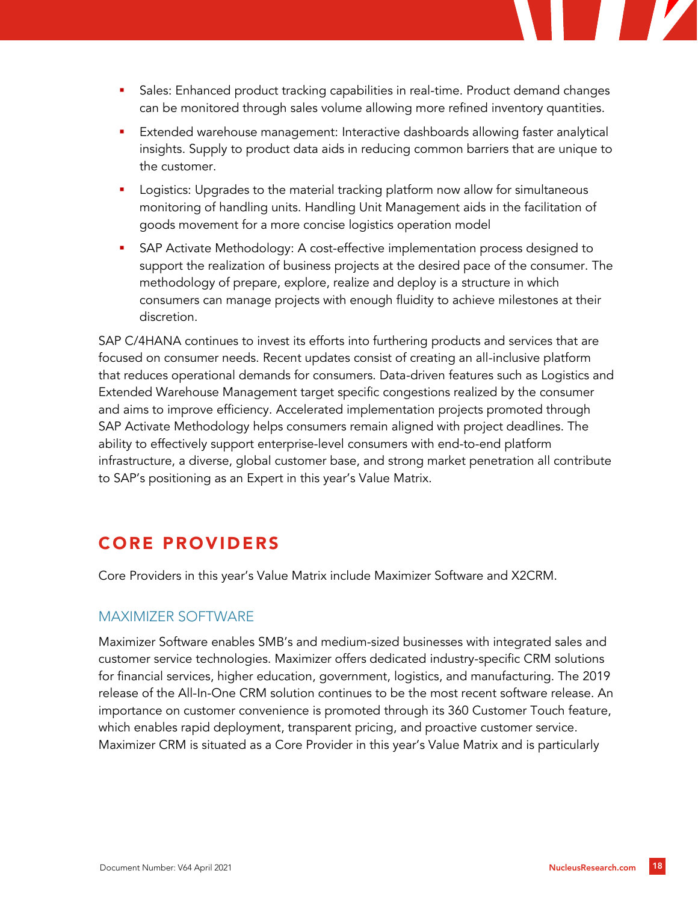- Sales: Enhanced product tracking capabilities in real-time. Product demand changes can be monitored through sales volume allowing more refined inventory quantities.
- Extended warehouse management: Interactive dashboards allowing faster analytical insights. Supply to product data aids in reducing common barriers that are unique to the customer.
- Logistics: Upgrades to the material tracking platform now allow for simultaneous monitoring of handling units. Handling Unit Management aids in the facilitation of goods movement for a more concise logistics operation model
- SAP Activate Methodology: A cost-effective implementation process designed to support the realization of business projects at the desired pace of the consumer. The methodology of prepare, explore, realize and deploy is a structure in which consumers can manage projects with enough fluidity to achieve milestones at their discretion.

SAP C/4HANA continues to invest its efforts into furthering products and services that are focused on consumer needs. Recent updates consist of creating an all-inclusive platform that reduces operational demands for consumers. Data-driven features such as Logistics and Extended Warehouse Management target specific congestions realized by the consumer and aims to improve efficiency. Accelerated implementation projects promoted through SAP Activate Methodology helps consumers remain aligned with project deadlines. The ability to effectively support enterprise-level consumers with end-to-end platform infrastructure, a diverse, global customer base, and strong market penetration all contribute to SAP's positioning as an Expert in this year's Value Matrix.

## CORE PROVIDERS

Core Providers in this year's Value Matrix include Maximizer Software and X2CRM.

### MAXIMIZER SOFTWARE

Maximizer Software enables SMB's and medium-sized businesses with integrated sales and customer service technologies. Maximizer offers dedicated industry-specific CRM solutions for financial services, higher education, government, logistics, and manufacturing. The 2019 release of the All-In-One CRM solution continues to be the most recent software release. An importance on customer convenience is promoted through its 360 Customer Touch feature, which enables rapid deployment, transparent pricing, and proactive customer service. Maximizer CRM is situated as a Core Provider in this year's Value Matrix and is particularly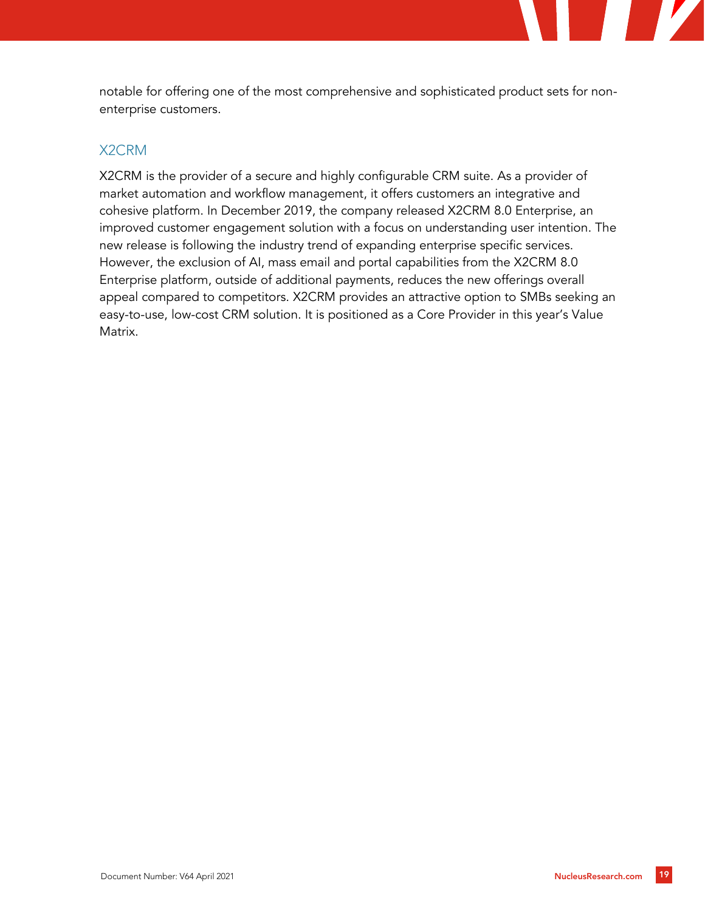notable for offering one of the most comprehensive and sophisticated product sets for non-enterprise customers.

### X2CRM

X2CRM is the provider of a secure and highly configurable CRM suite. As a provider of market automation and workflow management, it offers customers an integrative and cohesive platform. In December 2019, the company released X2CRM 8.0 Enterprise, an improved customer engagement solution with a focus on understanding user intention. The new release is following the industry trend of expanding enterprise specific services. However, the exclusion of AI, mass email and portal capabilities from the X2CRM 8.0 Enterprise platform, outside of additional payments, reduces the new offerings overall appeal compared to competitors. X2CRM provides an attractive option to SMBs seeking an easy-to-use, low-cost CRM solution. It is positioned as a Core Provider in this year's Value Matrix.